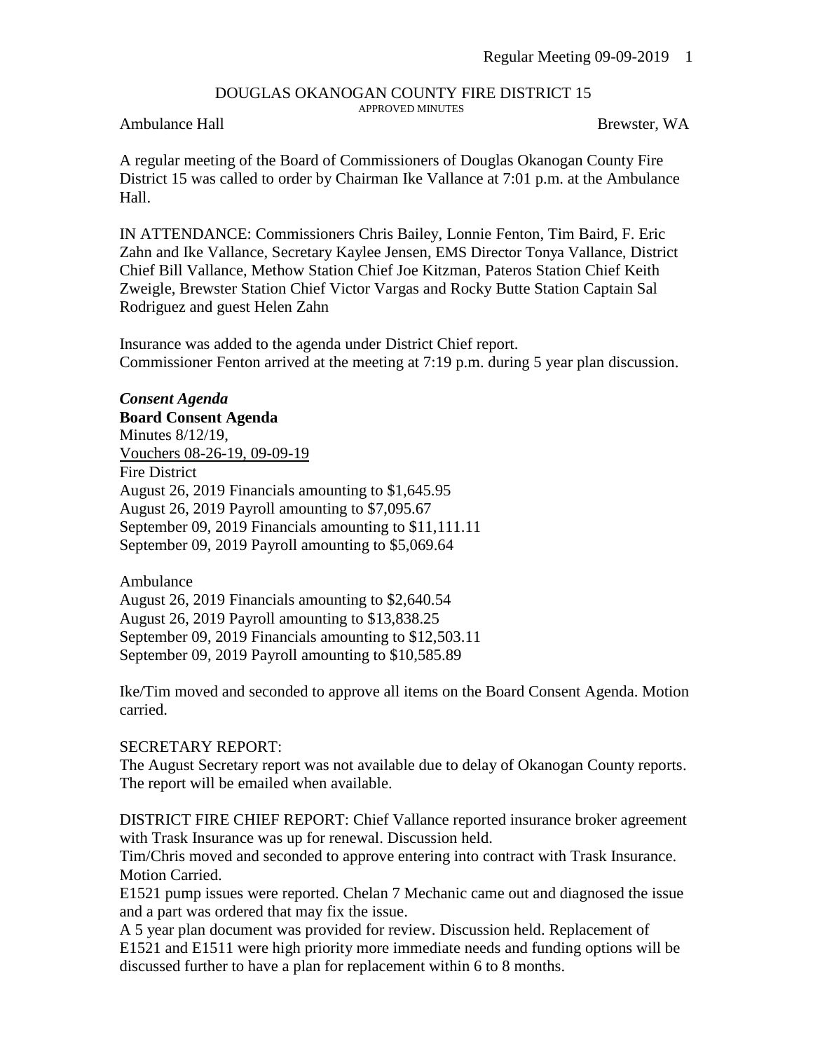# DOUGLAS OKANOGAN COUNTY FIRE DISTRICT 15

APPROVED MINUTES

Ambulance Hall Brewster, WA

A regular meeting of the Board of Commissioners of Douglas Okanogan County Fire District 15 was called to order by Chairman Ike Vallance at 7:01 p.m. at the Ambulance Hall.

IN ATTENDANCE: Commissioners Chris Bailey, Lonnie Fenton, Tim Baird, F. Eric Zahn and Ike Vallance, Secretary Kaylee Jensen, EMS Director Tonya Vallance, District Chief Bill Vallance, Methow Station Chief Joe Kitzman, Pateros Station Chief Keith Zweigle, Brewster Station Chief Victor Vargas and Rocky Butte Station Captain Sal Rodriguez and guest Helen Zahn

Insurance was added to the agenda under District Chief report.
Commissioner Fenton arrived at the meeting at 7:19 p.m. during 5 year plan discussion.

***Consent Agenda***

**Board Consent Agenda**

Minutes 8/12/19,
Vouchers 08-26-19, 09-09-19
Fire District
August 26, 2019 Financials amounting to $1,645.95
August 26, 2019 Payroll amounting to $7,095.67
September 09, 2019 Financials amounting to $11,111.11
September 09, 2019 Payroll amounting to $5,069.64

Ambulance
August 26, 2019 Financials amounting to $2,640.54
August 26, 2019 Payroll amounting to $13,838.25
September 09, 2019 Financials amounting to $12,503.11
September 09, 2019 Payroll amounting to $10,585.89

Ike/Tim moved and seconded to approve all items on the Board Consent Agenda. Motion carried.

SECRETARY REPORT:
The August Secretary report was not available due to delay of Okanogan County reports. The report will be emailed when available.

DISTRICT FIRE CHIEF REPORT: Chief Vallance reported insurance broker agreement with Trask Insurance was up for renewal. Discussion held.
Tim/Chris moved and seconded to approve entering into contract with Trask Insurance. Motion Carried.
E1521 pump issues were reported. Chelan 7 Mechanic came out and diagnosed the issue and a part was ordered that may fix the issue.
A 5 year plan document was provided for review. Discussion held. Replacement of E1521 and E1511 were high priority more immediate needs and funding options will be discussed further to have a plan for replacement within 6 to 8 months.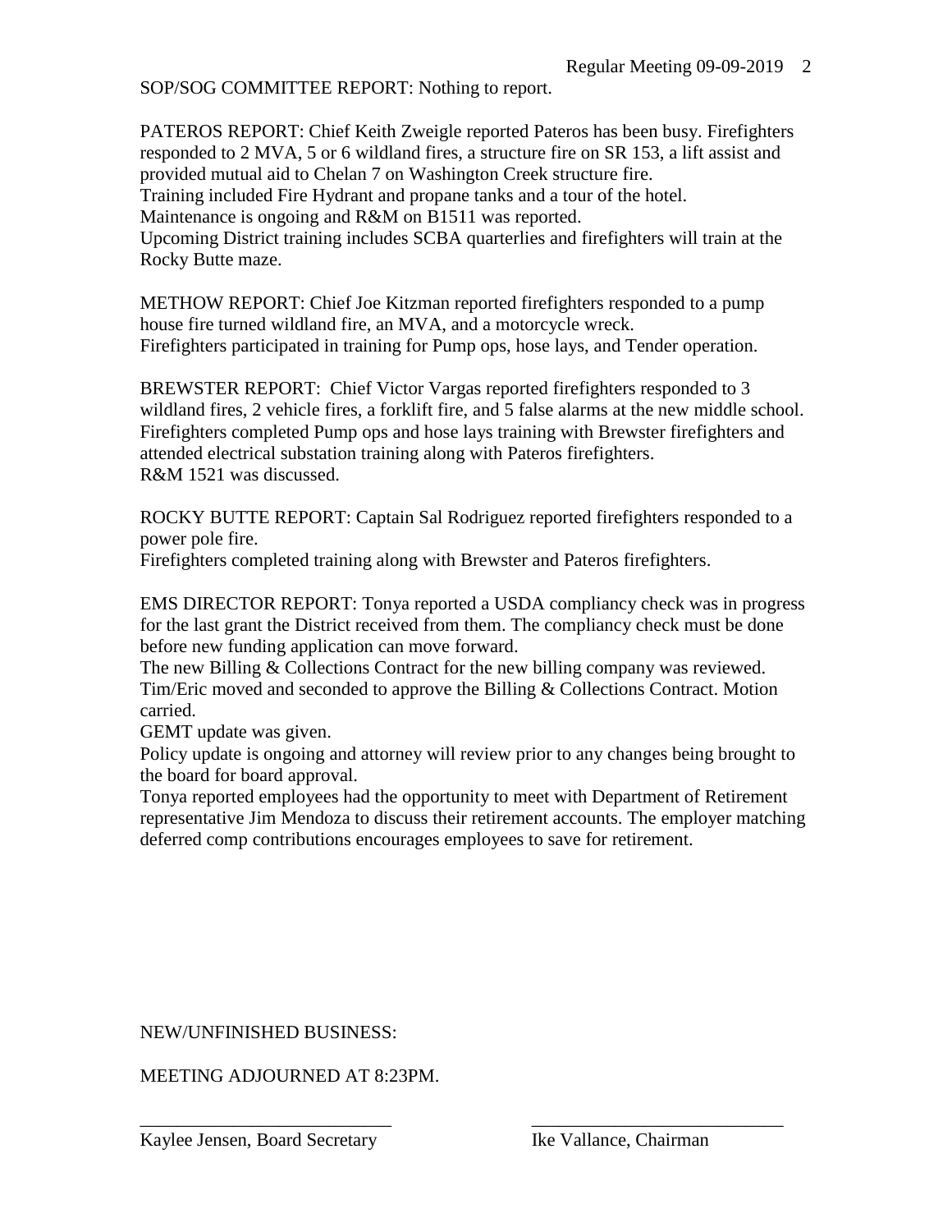SOP/SOG COMMITTEE REPORT: Nothing to report.

PATEROS REPORT: Chief Keith Zweigle reported Pateros has been busy. Firefighters responded to 2 MVA, 5 or 6 wildland fires, a structure fire on SR 153, a lift assist and provided mutual aid to Chelan 7 on Washington Creek structure fire.
Training included Fire Hydrant and propane tanks and a tour of the hotel.
Maintenance is ongoing and R&M on B1511 was reported.
Upcoming District training includes SCBA quarterlies and firefighters will train at the Rocky Butte maze.

METHOW REPORT: Chief Joe Kitzman reported firefighters responded to a pump house fire turned wildland fire, an MVA, and a motorcycle wreck.
Firefighters participated in training for Pump ops, hose lays, and Tender operation.

BREWSTER REPORT: Chief Victor Vargas reported firefighters responded to 3 wildland fires, 2 vehicle fires, a forklift fire, and 5 false alarms at the new middle school.
Firefighters completed Pump ops and hose lays training with Brewster firefighters and attended electrical substation training along with Pateros firefighters.
R&M 1521 was discussed.

ROCKY BUTTE REPORT: Captain Sal Rodriguez reported firefighters responded to a power pole fire.
Firefighters completed training along with Brewster and Pateros firefighters.

EMS DIRECTOR REPORT: Tonya reported a USDA compliancy check was in progress for the last grant the District received from them. The compliancy check must be done before new funding application can move forward.
The new Billing & Collections Contract for the new billing company was reviewed.
Tim/Eric moved and seconded to approve the Billing & Collections Contract. Motion carried.
GEMT update was given.
Policy update is ongoing and attorney will review prior to any changes being brought to the board for board approval.
Tonya reported employees had the opportunity to meet with Department of Retirement representative Jim Mendoza to discuss their retirement accounts. The employer matching deferred comp contributions encourages employees to save for retirement.

NEW/UNFINISHED BUSINESS:

MEETING ADJOURNED AT 8:23PM.

\_\_\_\_\_\_\_\_\_\_\_\_\_\_\_\_\_\_\_\_\_\_\_\_\_\_\_\_ \_\_\_\_\_\_\_\_\_\_\_\_\_\_\_\_\_\_\_\_\_\_\_\_\_\_\_\_

Kaylee Jensen, Board Secretary Ike Vallance, Chairman